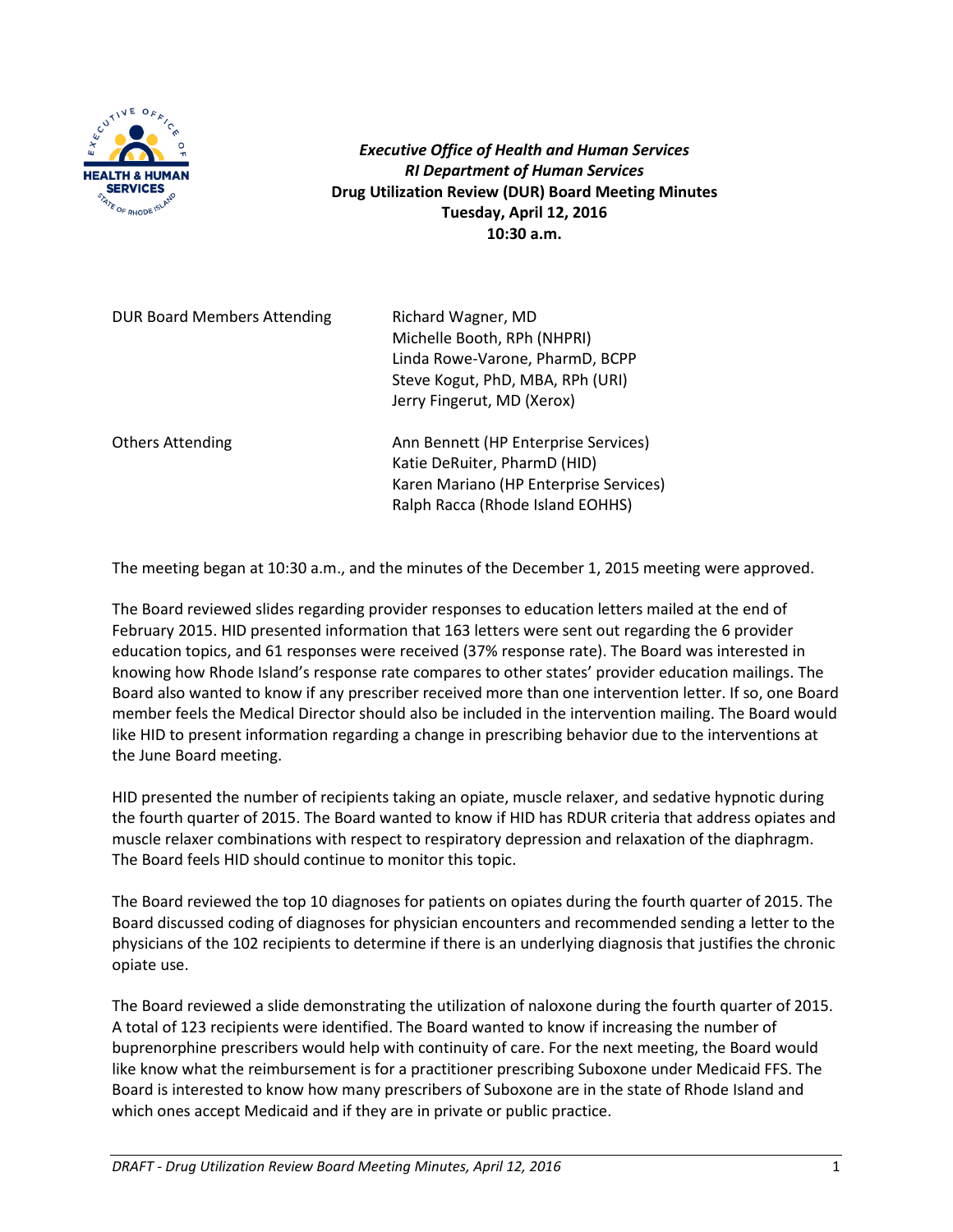**_Executive Office of Health and Human Services_**
**_RI Department of Human Services_**
**Drug Utilization Review (DUR) Board Meeting Minutes**
**Tuesday, April 12, 2016**
**10:30 a.m.**

| DUR Board Members Attending | Richard Wagner, MD<br>Michelle Booth, RPh (NHPRI)<br>Linda Rowe-Varone, PharmD, BCPP<br>Steve Kogut, PhD, MBA, RPh (URI)<br>Jerry Fingerut, MD (Xerox) |
|---|---|
| Others Attending | Ann Bennett (HP Enterprise Services)<br>Katie DeRuiter, PharmD (HID)<br>Karen Mariano (HP Enterprise Services)<br>Ralph Racca (Rhode Island EOHHS) |

The meeting began at 10:30 a.m., and the minutes of the December 1, 2015 meeting were approved.

The Board reviewed slides regarding provider responses to education letters mailed at the end of February 2015. HID presented information that 163 letters were sent out regarding the 6 provider education topics, and 61 responses were received (37% response rate). The Board was interested in knowing how Rhode Island's response rate compares to other states' provider education mailings. The Board also wanted to know if any prescriber received more than one intervention letter. If so, one Board member feels the Medical Director should also be included in the intervention mailing. The Board would like HID to present information regarding a change in prescribing behavior due to the interventions at the June Board meeting.

HID presented the number of recipients taking an opiate, muscle relaxer, and sedative hypnotic during the fourth quarter of 2015. The Board wanted to know if HID has RDUR criteria that address opiates and muscle relaxer combinations with respect to respiratory depression and relaxation of the diaphragm. The Board feels HID should continue to monitor this topic.

The Board reviewed the top 10 diagnoses for patients on opiates during the fourth quarter of 2015. The Board discussed coding of diagnoses for physician encounters and recommended sending a letter to the physicians of the 102 recipients to determine if there is an underlying diagnosis that justifies the chronic opiate use.

The Board reviewed a slide demonstrating the utilization of naloxone during the fourth quarter of 2015. A total of 123 recipients were identified. The Board wanted to know if increasing the number of buprenorphine prescribers would help with continuity of care. For the next meeting, the Board would like know what the reimbursement is for a practitioner prescribing Suboxone under Medicaid FFS. The Board is interested to know how many prescribers of Suboxone are in the state of Rhode Island and which ones accept Medicaid and if they are in private or public practice.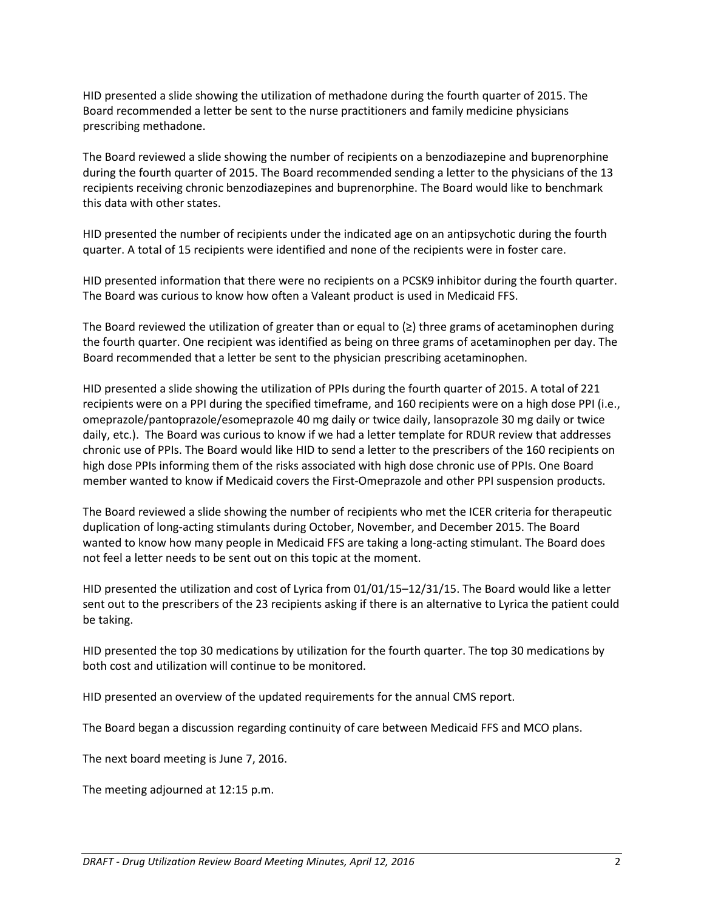HID presented a slide showing the utilization of methadone during the fourth quarter of 2015. The Board recommended a letter be sent to the nurse practitioners and family medicine physicians prescribing methadone.

The Board reviewed a slide showing the number of recipients on a benzodiazepine and buprenorphine during the fourth quarter of 2015. The Board recommended sending a letter to the physicians of the 13 recipients receiving chronic benzodiazepines and buprenorphine. The Board would like to benchmark this data with other states.

HID presented the number of recipients under the indicated age on an antipsychotic during the fourth quarter. A total of 15 recipients were identified and none of the recipients were in foster care.

HID presented information that there were no recipients on a PCSK9 inhibitor during the fourth quarter. The Board was curious to know how often a Valeant product is used in Medicaid FFS.

The Board reviewed the utilization of greater than or equal to (≥) three grams of acetaminophen during the fourth quarter. One recipient was identified as being on three grams of acetaminophen per day. The Board recommended that a letter be sent to the physician prescribing acetaminophen.

HID presented a slide showing the utilization of PPIs during the fourth quarter of 2015. A total of 221 recipients were on a PPI during the specified timeframe, and 160 recipients were on a high dose PPI (i.e., omeprazole/pantoprazole/esomeprazole 40 mg daily or twice daily, lansoprazole 30 mg daily or twice daily, etc.). The Board was curious to know if we had a letter template for RDUR review that addresses chronic use of PPIs. The Board would like HID to send a letter to the prescribers of the 160 recipients on high dose PPIs informing them of the risks associated with high dose chronic use of PPIs. One Board member wanted to know if Medicaid covers the First-Omeprazole and other PPI suspension products.

The Board reviewed a slide showing the number of recipients who met the ICER criteria for therapeutic duplication of long-acting stimulants during October, November, and December 2015. The Board wanted to know how many people in Medicaid FFS are taking a long-acting stimulant. The Board does not feel a letter needs to be sent out on this topic at the moment.

HID presented the utilization and cost of Lyrica from 01/01/15–12/31/15. The Board would like a letter sent out to the prescribers of the 23 recipients asking if there is an alternative to Lyrica the patient could be taking.

HID presented the top 30 medications by utilization for the fourth quarter. The top 30 medications by both cost and utilization will continue to be monitored.

HID presented an overview of the updated requirements for the annual CMS report.

The Board began a discussion regarding continuity of care between Medicaid FFS and MCO plans.

The next board meeting is June 7, 2016.

The meeting adjourned at 12:15 p.m.